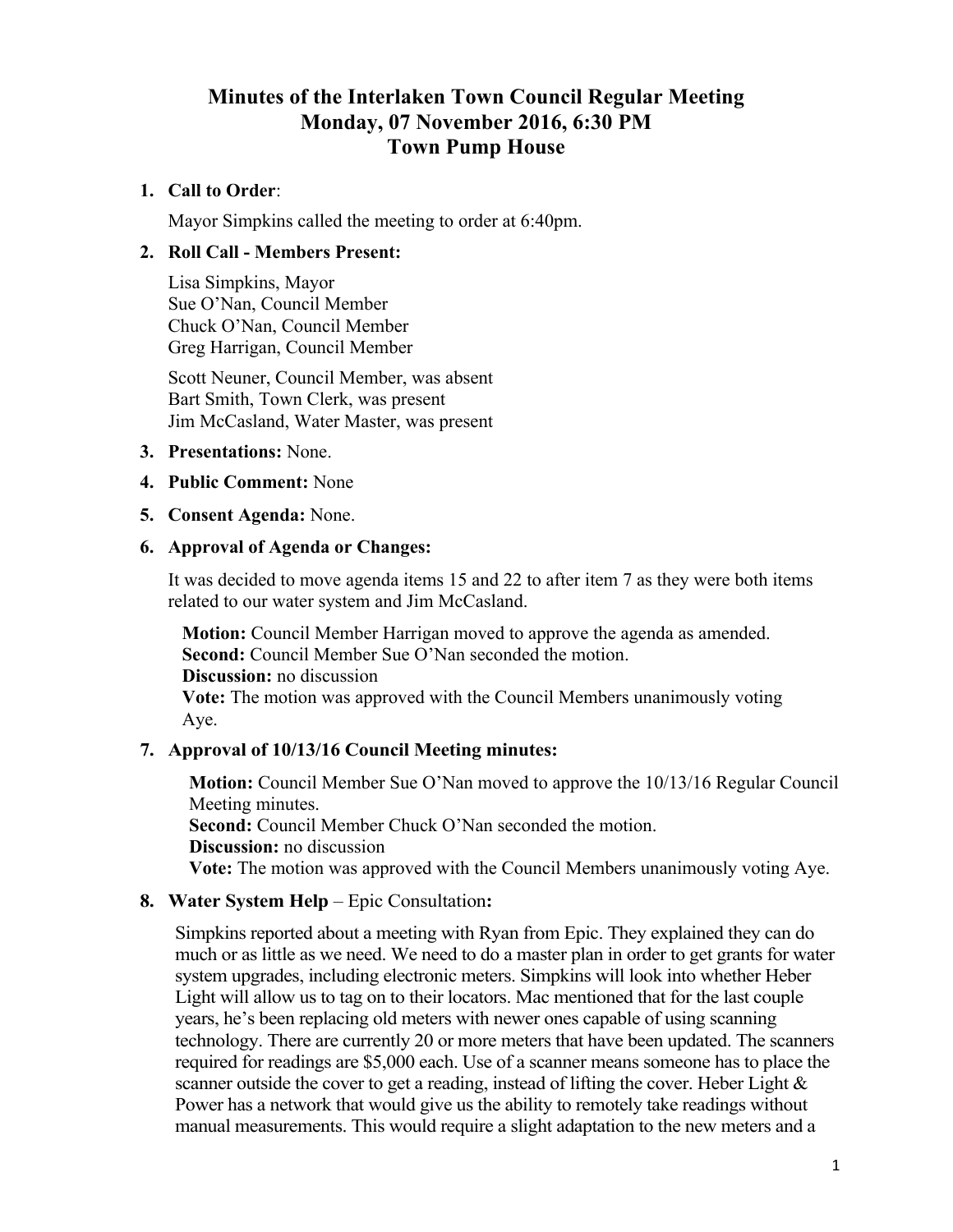# Minutes of the Interlaken Town Council Regular Meeting
## Monday, 07 November 2016, 6:30 PM
## Town Pump House

1. **Call to Order**:

   Mayor Simpkins called the meeting to order at 6:40pm.

2. **Roll Call - Members Present:**

   Lisa Simpkins, Mayor
   Sue O'Nan, Council Member
   Chuck O'Nan, Council Member
   Greg Harrigan, Council Member

   Scott Neuner, Council Member, was absent
   Bart Smith, Town Clerk, was present
   Jim McCasland, Water Master, was present

3. **Presentations:** None.

4. **Public Comment:** None

5. **Consent Agenda:** None.

6. **Approval of Agenda or Changes:**

   It was decided to move agenda items 15 and 22 to after item 7 as they were both items related to our water system and Jim McCasland.

   **Motion:** Council Member Harrigan moved to approve the agenda as amended.
   **Second:** Council Member Sue O'Nan seconded the motion.
   **Discussion:** no discussion
   **Vote:** The motion was approved with the Council Members unanimously voting Aye.

7. **Approval of 10/13/16 Council Meeting minutes:**

   **Motion:** Council Member Sue O'Nan moved to approve the 10/13/16 Regular Council Meeting minutes.
   **Second:** Council Member Chuck O'Nan seconded the motion.
   **Discussion:** no discussion
   **Vote:** The motion was approved with the Council Members unanimously voting Aye.

8. **Water System Help** – Epic Consultation**:**

   Simpkins reported about a meeting with Ryan from Epic. They explained they can do much or as little as we need. We need to do a master plan in order to get grants for water system upgrades, including electronic meters. Simpkins will look into whether Heber Light will allow us to tag on to their locators. Mac mentioned that for the last couple years, he's been replacing old meters with newer ones capable of using scanning technology. There are currently 20 or more meters that have been updated. The scanners required for readings are $5,000 each. Use of a scanner means someone has to place the scanner outside the cover to get a reading, instead of lifting the cover. Heber Light & Power has a network that would give us the ability to remotely take readings without manual measurements. This would require a slight adaptation to the new meters and a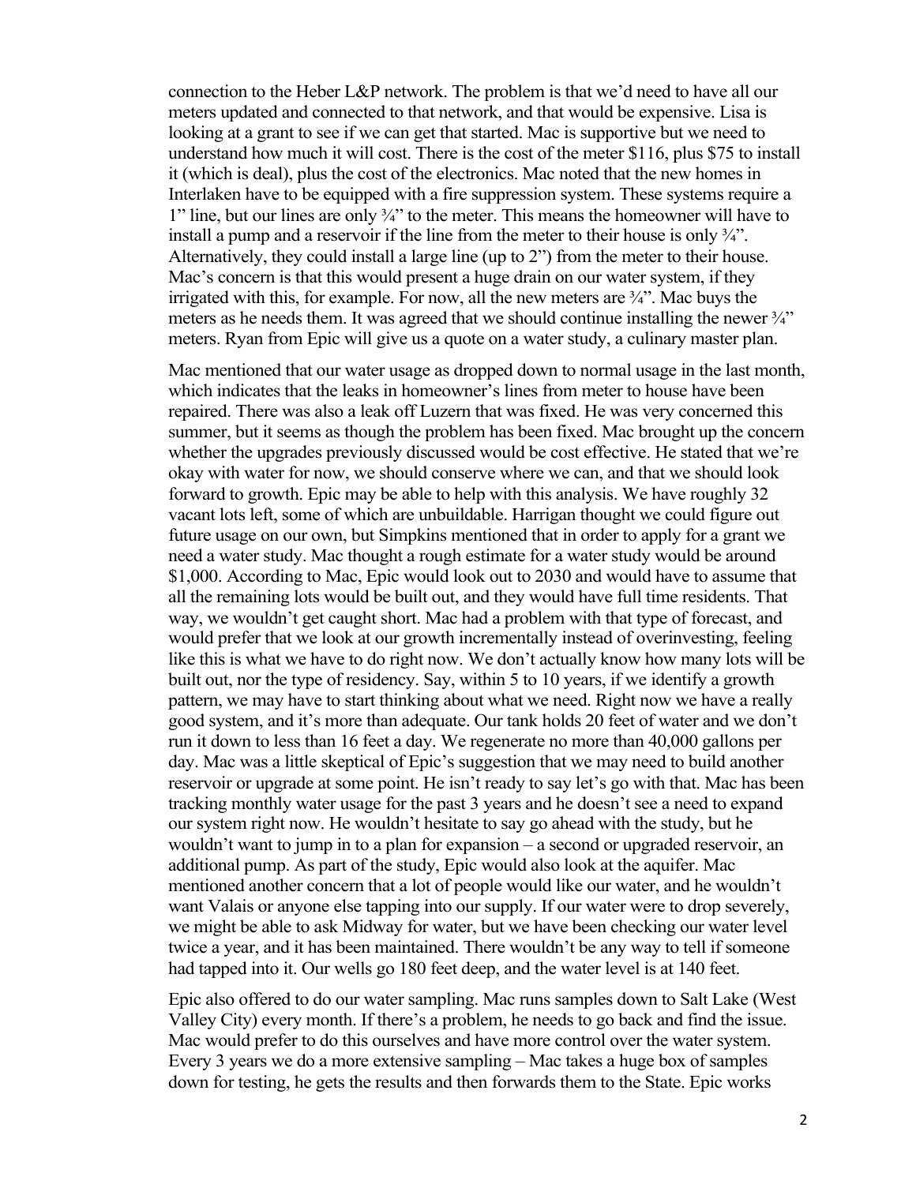connection to the Heber L&P network. The problem is that we'd need to have all our meters updated and connected to that network, and that would be expensive. Lisa is looking at a grant to see if we can get that started. Mac is supportive but we need to understand how much it will cost. There is the cost of the meter $116, plus $75 to install it (which is deal), plus the cost of the electronics. Mac noted that the new homes in Interlaken have to be equipped with a fire suppression system. These systems require a 1" line, but our lines are only ¾" to the meter. This means the homeowner will have to install a pump and a reservoir if the line from the meter to their house is only ¾". Alternatively, they could install a large line (up to 2") from the meter to their house. Mac's concern is that this would present a huge drain on our water system, if they irrigated with this, for example. For now, all the new meters are ¾". Mac buys the meters as he needs them. It was agreed that we should continue installing the newer ¾" meters. Ryan from Epic will give us a quote on a water study, a culinary master plan.

Mac mentioned that our water usage as dropped down to normal usage in the last month, which indicates that the leaks in homeowner's lines from meter to house have been repaired. There was also a leak off Luzern that was fixed. He was very concerned this summer, but it seems as though the problem has been fixed. Mac brought up the concern whether the upgrades previously discussed would be cost effective. He stated that we're okay with water for now, we should conserve where we can, and that we should look forward to growth. Epic may be able to help with this analysis. We have roughly 32 vacant lots left, some of which are unbuildable. Harrigan thought we could figure out future usage on our own, but Simpkins mentioned that in order to apply for a grant we need a water study. Mac thought a rough estimate for a water study would be around $1,000. According to Mac, Epic would look out to 2030 and would have to assume that all the remaining lots would be built out, and they would have full time residents. That way, we wouldn't get caught short. Mac had a problem with that type of forecast, and would prefer that we look at our growth incrementally instead of overinvesting, feeling like this is what we have to do right now. We don't actually know how many lots will be built out, nor the type of residency. Say, within 5 to 10 years, if we identify a growth pattern, we may have to start thinking about what we need. Right now we have a really good system, and it's more than adequate. Our tank holds 20 feet of water and we don't run it down to less than 16 feet a day. We regenerate no more than 40,000 gallons per day. Mac was a little skeptical of Epic's suggestion that we may need to build another reservoir or upgrade at some point. He isn't ready to say let's go with that. Mac has been tracking monthly water usage for the past 3 years and he doesn't see a need to expand our system right now. He wouldn't hesitate to say go ahead with the study, but he wouldn't want to jump in to a plan for expansion – a second or upgraded reservoir, an additional pump. As part of the study, Epic would also look at the aquifer. Mac mentioned another concern that a lot of people would like our water, and he wouldn't want Valais or anyone else tapping into our supply. If our water were to drop severely, we might be able to ask Midway for water, but we have been checking our water level twice a year, and it has been maintained. There wouldn't be any way to tell if someone had tapped into it. Our wells go 180 feet deep, and the water level is at 140 feet.

Epic also offered to do our water sampling. Mac runs samples down to Salt Lake (West Valley City) every month. If there's a problem, he needs to go back and find the issue. Mac would prefer to do this ourselves and have more control over the water system. Every 3 years we do a more extensive sampling – Mac takes a huge box of samples down for testing, he gets the results and then forwards them to the State. Epic works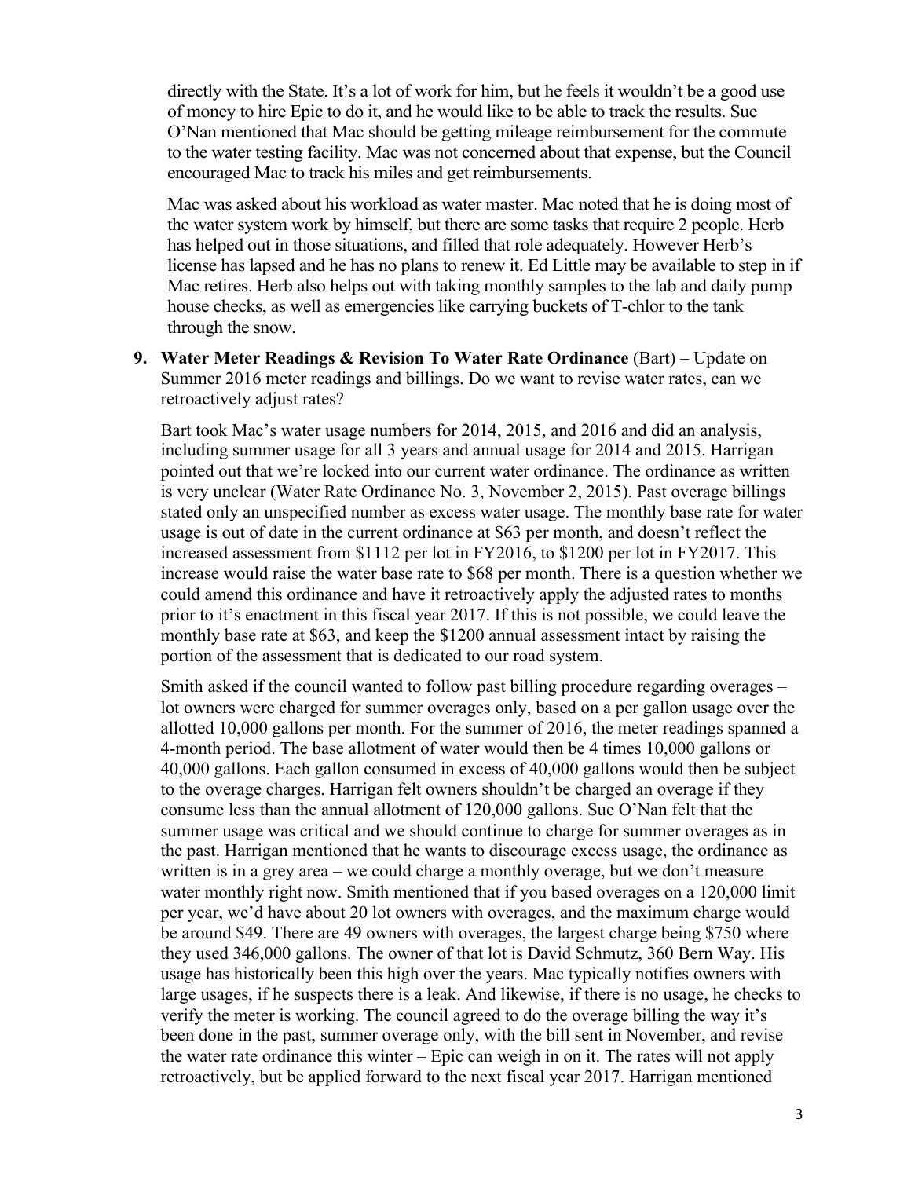directly with the State. It's a lot of work for him, but he feels it wouldn't be a good use of money to hire Epic to do it, and he would like to be able to track the results. Sue O'Nan mentioned that Mac should be getting mileage reimbursement for the commute to the water testing facility. Mac was not concerned about that expense, but the Council encouraged Mac to track his miles and get reimbursements.

Mac was asked about his workload as water master. Mac noted that he is doing most of the water system work by himself, but there are some tasks that require 2 people. Herb has helped out in those situations, and filled that role adequately. However Herb's license has lapsed and he has no plans to renew it. Ed Little may be available to step in if Mac retires. Herb also helps out with taking monthly samples to the lab and daily pump house checks, as well as emergencies like carrying buckets of T-chlor to the tank through the snow.

9. **Water Meter Readings & Revision To Water Rate Ordinance** (Bart) – Update on Summer 2016 meter readings and billings. Do we want to revise water rates, can we retroactively adjust rates?

   Bart took Mac's water usage numbers for 2014, 2015, and 2016 and did an analysis, including summer usage for all 3 years and annual usage for 2014 and 2015. Harrigan pointed out that we're locked into our current water ordinance. The ordinance as written is very unclear (Water Rate Ordinance No. 3, November 2, 2015). Past overage billings stated only an unspecified number as excess water usage. The monthly base rate for water usage is out of date in the current ordinance at $63 per month, and doesn't reflect the increased assessment from $1112 per lot in FY2016, to $1200 per lot in FY2017. This increase would raise the water base rate to $68 per month. There is a question whether we could amend this ordinance and have it retroactively apply the adjusted rates to months prior to it's enactment in this fiscal year 2017. If this is not possible, we could leave the monthly base rate at $63, and keep the $1200 annual assessment intact by raising the portion of the assessment that is dedicated to our road system.

   Smith asked if the council wanted to follow past billing procedure regarding overages – lot owners were charged for summer overages only, based on a per gallon usage over the allotted 10,000 gallons per month. For the summer of 2016, the meter readings spanned a 4-month period. The base allotment of water would then be 4 times 10,000 gallons or 40,000 gallons. Each gallon consumed in excess of 40,000 gallons would then be subject to the overage charges. Harrigan felt owners shouldn't be charged an overage if they consume less than the annual allotment of 120,000 gallons. Sue O'Nan felt that the summer usage was critical and we should continue to charge for summer overages as in the past. Harrigan mentioned that he wants to discourage excess usage, the ordinance as written is in a grey area – we could charge a monthly overage, but we don't measure water monthly right now. Smith mentioned that if you based overages on a 120,000 limit per year, we'd have about 20 lot owners with overages, and the maximum charge would be around $49. There are 49 owners with overages, the largest charge being $750 where they used 346,000 gallons. The owner of that lot is David Schmutz, 360 Bern Way. His usage has historically been this high over the years. Mac typically notifies owners with large usages, if he suspects there is a leak. And likewise, if there is no usage, he checks to verify the meter is working. The council agreed to do the overage billing the way it's been done in the past, summer overage only, with the bill sent in November, and revise the water rate ordinance this winter – Epic can weigh in on it. The rates will not apply retroactively, but be applied forward to the next fiscal year 2017. Harrigan mentioned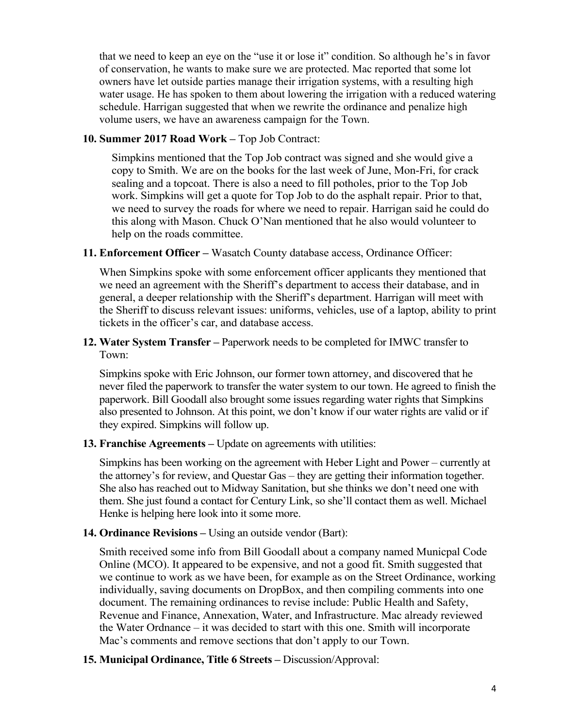that we need to keep an eye on the "use it or lose it" condition. So although he's in favor of conservation, he wants to make sure we are protected. Mac reported that some lot owners have let outside parties manage their irrigation systems, with a resulting high water usage. He has spoken to them about lowering the irrigation with a reduced watering schedule. Harrigan suggested that when we rewrite the ordinance and penalize high volume users, we have an awareness campaign for the Town.

**10. Summer 2017 Road Work –** Top Job Contract:

Simpkins mentioned that the Top Job contract was signed and she would give a copy to Smith. We are on the books for the last week of June, Mon-Fri, for crack sealing and a topcoat. There is also a need to fill potholes, prior to the Top Job work. Simpkins will get a quote for Top Job to do the asphalt repair. Prior to that, we need to survey the roads for where we need to repair. Harrigan said he could do this along with Mason. Chuck O'Nan mentioned that he also would volunteer to help on the roads committee.

**11. Enforcement Officer –** Wasatch County database access, Ordinance Officer:

When Simpkins spoke with some enforcement officer applicants they mentioned that we need an agreement with the Sheriff's department to access their database, and in general, a deeper relationship with the Sheriff's department. Harrigan will meet with the Sheriff to discuss relevant issues: uniforms, vehicles, use of a laptop, ability to print tickets in the officer's car, and database access.

**12. Water System Transfer –** Paperwork needs to be completed for IMWC transfer to Town:

Simpkins spoke with Eric Johnson, our former town attorney, and discovered that he never filed the paperwork to transfer the water system to our town. He agreed to finish the paperwork. Bill Goodall also brought some issues regarding water rights that Simpkins also presented to Johnson. At this point, we don't know if our water rights are valid or if they expired. Simpkins will follow up.

**13. Franchise Agreements –** Update on agreements with utilities:

Simpkins has been working on the agreement with Heber Light and Power – currently at the attorney's for review, and Questar Gas – they are getting their information together. She also has reached out to Midway Sanitation, but she thinks we don't need one with them. She just found a contact for Century Link, so she'll contact them as well. Michael Henke is helping here look into it some more.

**14. Ordinance Revisions –** Using an outside vendor (Bart):

Smith received some info from Bill Goodall about a company named Municpal Code Online (MCO). It appeared to be expensive, and not a good fit. Smith suggested that we continue to work as we have been, for example as on the Street Ordinance, working individually, saving documents on DropBox, and then compiling comments into one document. The remaining ordinances to revise include: Public Health and Safety, Revenue and Finance, Annexation, Water, and Infrastructure. Mac already reviewed the Water Ordnance – it was decided to start with this one. Smith will incorporate Mac's comments and remove sections that don't apply to our Town.

**15. Municipal Ordinance, Title 6 Streets –** Discussion/Approval: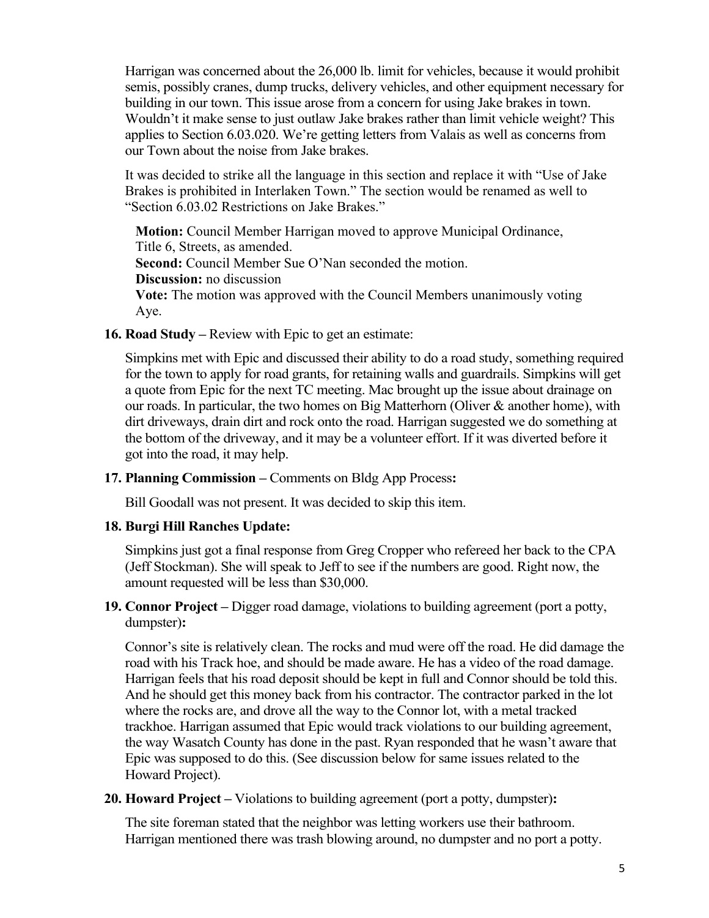Harrigan was concerned about the 26,000 lb. limit for vehicles, because it would prohibit semis, possibly cranes, dump trucks, delivery vehicles, and other equipment necessary for building in our town. This issue arose from a concern for using Jake brakes in town. Wouldn't it make sense to just outlaw Jake brakes rather than limit vehicle weight? This applies to Section 6.03.020. We're getting letters from Valais as well as concerns from our Town about the noise from Jake brakes.

It was decided to strike all the language in this section and replace it with "Use of Jake Brakes is prohibited in Interlaken Town." The section would be renamed as well to "Section 6.03.02 Restrictions on Jake Brakes."

**Motion:** Council Member Harrigan moved to approve Municipal Ordinance, Title 6, Streets, as amended.
**Second:** Council Member Sue O'Nan seconded the motion.
**Discussion:** no discussion
**Vote:** The motion was approved with the Council Members unanimously voting Aye.

**16. Road Study –** Review with Epic to get an estimate:

Simpkins met with Epic and discussed their ability to do a road study, something required for the town to apply for road grants, for retaining walls and guardrails. Simpkins will get a quote from Epic for the next TC meeting. Mac brought up the issue about drainage on our roads. In particular, the two homes on Big Matterhorn (Oliver & another home), with dirt driveways, drain dirt and rock onto the road. Harrigan suggested we do something at the bottom of the driveway, and it may be a volunteer effort. If it was diverted before it got into the road, it may help.

**17. Planning Commission –** Comments on Bldg App Process**:**

Bill Goodall was not present. It was decided to skip this item.

**18. Burgi Hill Ranches Update:**

Simpkins just got a final response from Greg Cropper who refereed her back to the CPA (Jeff Stockman). She will speak to Jeff to see if the numbers are good. Right now, the amount requested will be less than $30,000.

**19. Connor Project –** Digger road damage, violations to building agreement (port a potty, dumpster)**:**

Connor's site is relatively clean. The rocks and mud were off the road. He did damage the road with his Track hoe, and should be made aware. He has a video of the road damage. Harrigan feels that his road deposit should be kept in full and Connor should be told this. And he should get this money back from his contractor. The contractor parked in the lot where the rocks are, and drove all the way to the Connor lot, with a metal tracked trackhoe. Harrigan assumed that Epic would track violations to our building agreement, the way Wasatch County has done in the past. Ryan responded that he wasn't aware that Epic was supposed to do this. (See discussion below for same issues related to the Howard Project).

**20. Howard Project –** Violations to building agreement (port a potty, dumpster)**:**

The site foreman stated that the neighbor was letting workers use their bathroom. Harrigan mentioned there was trash blowing around, no dumpster and no port a potty.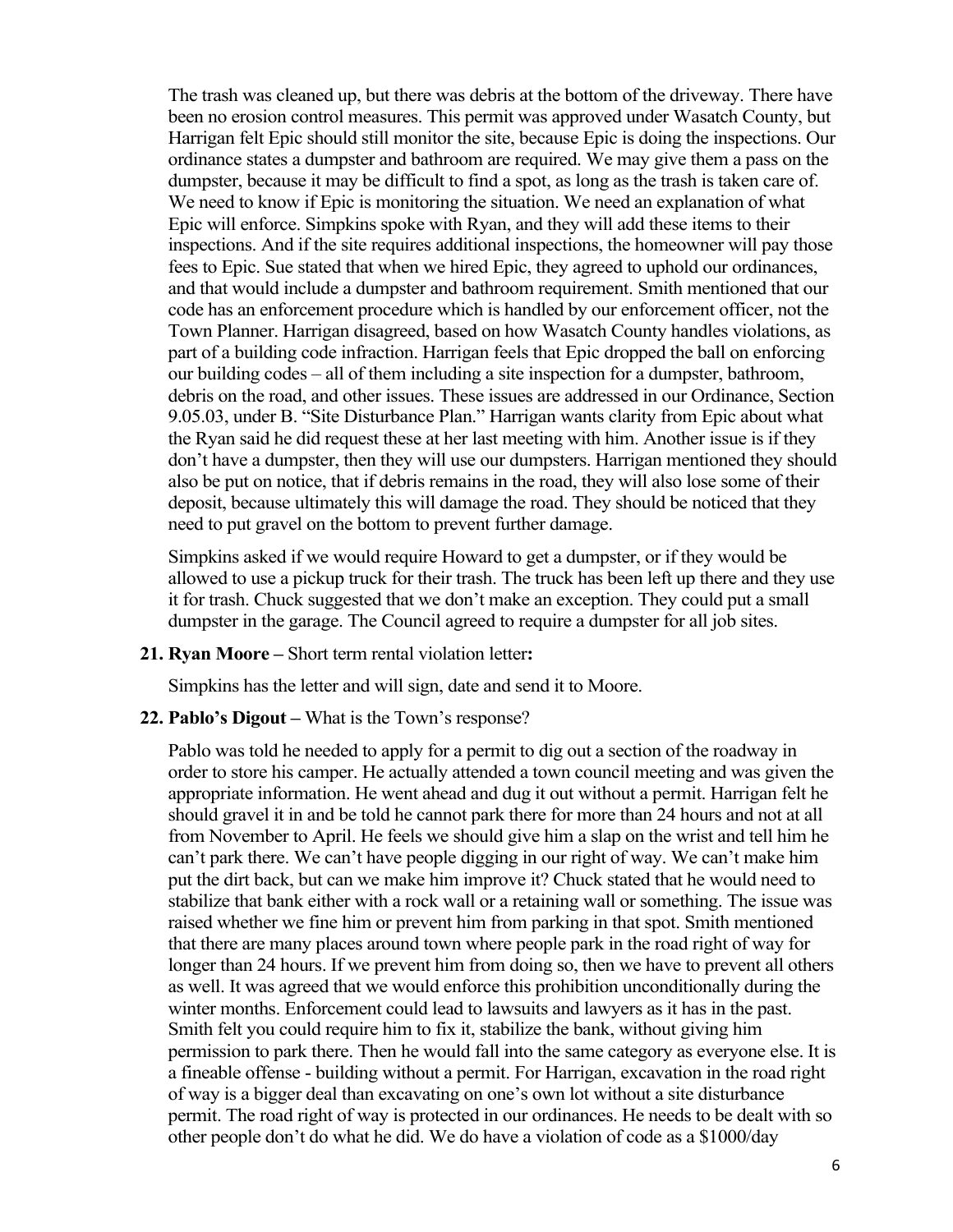The trash was cleaned up, but there was debris at the bottom of the driveway. There have been no erosion control measures. This permit was approved under Wasatch County, but Harrigan felt Epic should still monitor the site, because Epic is doing the inspections. Our ordinance states a dumpster and bathroom are required. We may give them a pass on the dumpster, because it may be difficult to find a spot, as long as the trash is taken care of. We need to know if Epic is monitoring the situation. We need an explanation of what Epic will enforce. Simpkins spoke with Ryan, and they will add these items to their inspections. And if the site requires additional inspections, the homeowner will pay those fees to Epic. Sue stated that when we hired Epic, they agreed to uphold our ordinances, and that would include a dumpster and bathroom requirement. Smith mentioned that our code has an enforcement procedure which is handled by our enforcement officer, not the Town Planner. Harrigan disagreed, based on how Wasatch County handles violations, as part of a building code infraction. Harrigan feels that Epic dropped the ball on enforcing our building codes – all of them including a site inspection for a dumpster, bathroom, debris on the road, and other issues. These issues are addressed in our Ordinance, Section 9.05.03, under B. "Site Disturbance Plan." Harrigan wants clarity from Epic about what the Ryan said he did request these at her last meeting with him. Another issue is if they don't have a dumpster, then they will use our dumpsters. Harrigan mentioned they should also be put on notice, that if debris remains in the road, they will also lose some of their deposit, because ultimately this will damage the road. They should be noticed that they need to put gravel on the bottom to prevent further damage.

Simpkins asked if we would require Howard to get a dumpster, or if they would be allowed to use a pickup truck for their trash. The truck has been left up there and they use it for trash. Chuck suggested that we don't make an exception. They could put a small dumpster in the garage. The Council agreed to require a dumpster for all job sites.

**21. Ryan Moore –** Short term rental violation letter**:**

Simpkins has the letter and will sign, date and send it to Moore.

**22. Pablo's Digout –** What is the Town's response?

Pablo was told he needed to apply for a permit to dig out a section of the roadway in order to store his camper. He actually attended a town council meeting and was given the appropriate information. He went ahead and dug it out without a permit. Harrigan felt he should gravel it in and be told he cannot park there for more than 24 hours and not at all from November to April. He feels we should give him a slap on the wrist and tell him he can't park there. We can't have people digging in our right of way. We can't make him put the dirt back, but can we make him improve it? Chuck stated that he would need to stabilize that bank either with a rock wall or a retaining wall or something. The issue was raised whether we fine him or prevent him from parking in that spot. Smith mentioned that there are many places around town where people park in the road right of way for longer than 24 hours. If we prevent him from doing so, then we have to prevent all others as well. It was agreed that we would enforce this prohibition unconditionally during the winter months. Enforcement could lead to lawsuits and lawyers as it has in the past. Smith felt you could require him to fix it, stabilize the bank, without giving him permission to park there. Then he would fall into the same category as everyone else. It is a fineable offense - building without a permit. For Harrigan, excavation in the road right of way is a bigger deal than excavating on one's own lot without a site disturbance permit. The road right of way is protected in our ordinances. He needs to be dealt with so other people don't do what he did. We do have a violation of code as a $1000/day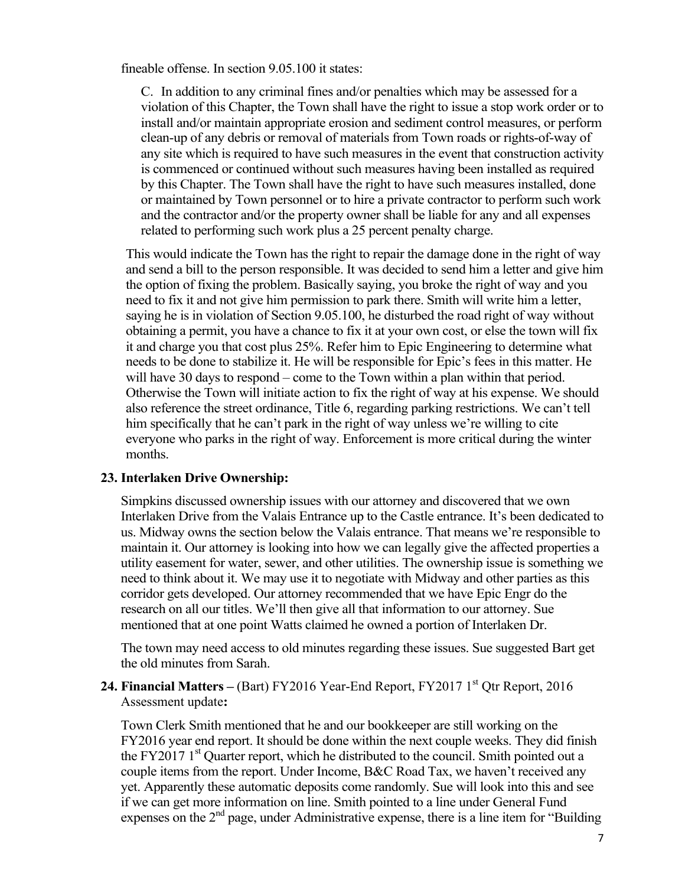fineable offense. In section 9.05.100 it states:

> C. In addition to any criminal fines and/or penalties which may be assessed for a violation of this Chapter, the Town shall have the right to issue a stop work order or to install and/or maintain appropriate erosion and sediment control measures, or perform clean-up of any debris or removal of materials from Town roads or rights-of-way of any site which is required to have such measures in the event that construction activity is commenced or continued without such measures having been installed as required by this Chapter. The Town shall have the right to have such measures installed, done or maintained by Town personnel or to hire a private contractor to perform such work and the contractor and/or the property owner shall be liable for any and all expenses related to performing such work plus a 25 percent penalty charge.

This would indicate the Town has the right to repair the damage done in the right of way and send a bill to the person responsible. It was decided to send him a letter and give him the option of fixing the problem. Basically saying, you broke the right of way and you need to fix it and not give him permission to park there. Smith will write him a letter, saying he is in violation of Section 9.05.100, he disturbed the road right of way without obtaining a permit, you have a chance to fix it at your own cost, or else the town will fix it and charge you that cost plus 25%. Refer him to Epic Engineering to determine what needs to be done to stabilize it. He will be responsible for Epic's fees in this matter. He will have 30 days to respond – come to the Town within a plan within that period. Otherwise the Town will initiate action to fix the right of way at his expense. We should also reference the street ordinance, Title 6, regarding parking restrictions. We can't tell him specifically that he can't park in the right of way unless we're willing to cite everyone who parks in the right of way. Enforcement is more critical during the winter months.

**23. Interlaken Drive Ownership:**

Simpkins discussed ownership issues with our attorney and discovered that we own Interlaken Drive from the Valais Entrance up to the Castle entrance. It's been dedicated to us. Midway owns the section below the Valais entrance. That means we're responsible to maintain it. Our attorney is looking into how we can legally give the affected properties a utility easement for water, sewer, and other utilities. The ownership issue is something we need to think about it. We may use it to negotiate with Midway and other parties as this corridor gets developed. Our attorney recommended that we have Epic Engr do the research on all our titles. We'll then give all that information to our attorney. Sue mentioned that at one point Watts claimed he owned a portion of Interlaken Dr.

The town may need access to old minutes regarding these issues. Sue suggested Bart get the old minutes from Sarah.

**24. Financial Matters –** (Bart) FY2016 Year-End Report, FY2017 1st Qtr Report, 2016 Assessment update**:**

Town Clerk Smith mentioned that he and our bookkeeper are still working on the FY2016 year end report. It should be done within the next couple weeks. They did finish the FY2017 1st Quarter report, which he distributed to the council. Smith pointed out a couple items from the report. Under Income, B&C Road Tax, we haven't received any yet. Apparently these automatic deposits come randomly. Sue will look into this and see if we can get more information on line. Smith pointed to a line under General Fund expenses on the 2nd page, under Administrative expense, there is a line item for "Building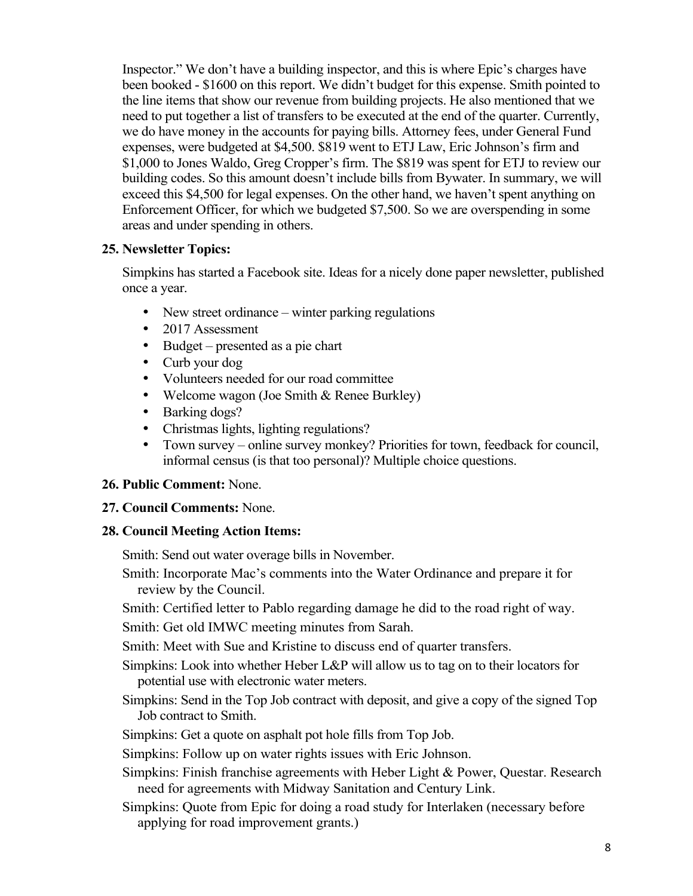Inspector." We don't have a building inspector, and this is where Epic's charges have been booked - $1600 on this report. We didn't budget for this expense. Smith pointed to the line items that show our revenue from building projects. He also mentioned that we need to put together a list of transfers to be executed at the end of the quarter. Currently, we do have money in the accounts for paying bills. Attorney fees, under General Fund expenses, were budgeted at $4,500. $819 went to ETJ Law, Eric Johnson's firm and $1,000 to Jones Waldo, Greg Cropper's firm. The $819 was spent for ETJ to review our building codes. So this amount doesn't include bills from Bywater. In summary, we will exceed this $4,500 for legal expenses. On the other hand, we haven't spent anything on Enforcement Officer, for which we budgeted $7,500. So we are overspending in some areas and under spending in others.

**25. Newsletter Topics:**

Simpkins has started a Facebook site. Ideas for a nicely done paper newsletter, published once a year.

- New street ordinance – winter parking regulations
- 2017 Assessment
- Budget – presented as a pie chart
- Curb your dog
- Volunteers needed for our road committee
- Welcome wagon (Joe Smith & Renee Burkley)
- Barking dogs?
- Christmas lights, lighting regulations?
- Town survey – online survey monkey? Priorities for town, feedback for council, informal census (is that too personal)? Multiple choice questions.

**26. Public Comment:** None.

**27. Council Comments:** None.

**28. Council Meeting Action Items:**

Smith: Send out water overage bills in November.

Smith: Incorporate Mac's comments into the Water Ordinance and prepare it for review by the Council.

Smith: Certified letter to Pablo regarding damage he did to the road right of way.

Smith: Get old IMWC meeting minutes from Sarah.

Smith: Meet with Sue and Kristine to discuss end of quarter transfers.

Simpkins: Look into whether Heber L&P will allow us to tag on to their locators for potential use with electronic water meters.

Simpkins: Send in the Top Job contract with deposit, and give a copy of the signed Top Job contract to Smith.

Simpkins: Get a quote on asphalt pot hole fills from Top Job.

Simpkins: Follow up on water rights issues with Eric Johnson.

Simpkins: Finish franchise agreements with Heber Light & Power, Questar. Research need for agreements with Midway Sanitation and Century Link.

Simpkins: Quote from Epic for doing a road study for Interlaken (necessary before applying for road improvement grants.)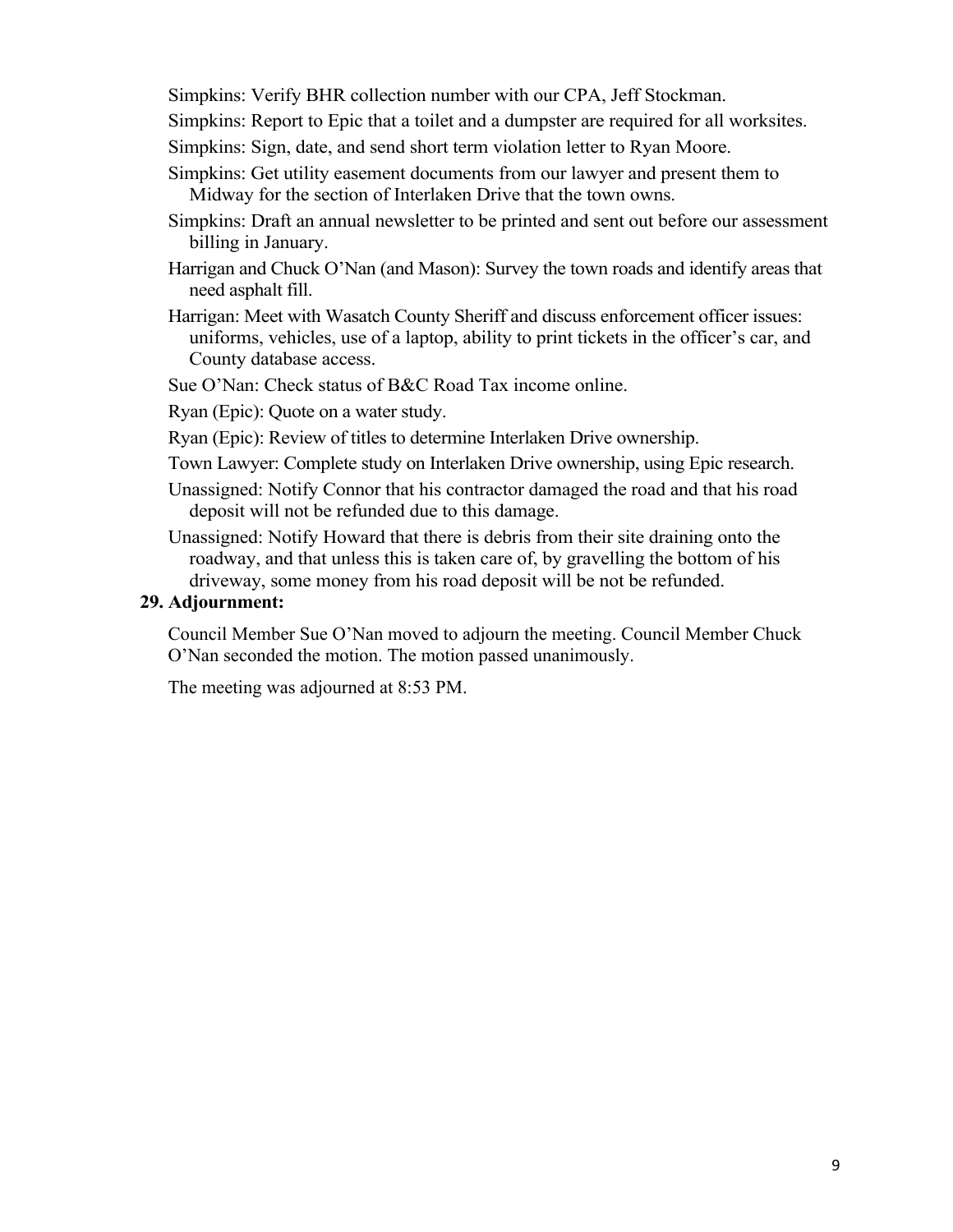Simpkins: Verify BHR collection number with our CPA, Jeff Stockman.

Simpkins: Report to Epic that a toilet and a dumpster are required for all worksites.

Simpkins: Sign, date, and send short term violation letter to Ryan Moore.

Simpkins: Get utility easement documents from our lawyer and present them to Midway for the section of Interlaken Drive that the town owns.

Simpkins: Draft an annual newsletter to be printed and sent out before our assessment billing in January.

Harrigan and Chuck O'Nan (and Mason): Survey the town roads and identify areas that need asphalt fill.

Harrigan: Meet with Wasatch County Sheriff and discuss enforcement officer issues: uniforms, vehicles, use of a laptop, ability to print tickets in the officer's car, and County database access.

Sue O'Nan: Check status of B&C Road Tax income online.

Ryan (Epic): Quote on a water study.

Ryan (Epic): Review of titles to determine Interlaken Drive ownership.

Town Lawyer: Complete study on Interlaken Drive ownership, using Epic research.

Unassigned: Notify Connor that his contractor damaged the road and that his road deposit will not be refunded due to this damage.

Unassigned: Notify Howard that there is debris from their site draining onto the roadway, and that unless this is taken care of, by gravelling the bottom of his driveway, some money from his road deposit will be not be refunded.

**29. Adjournment:**

Council Member Sue O'Nan moved to adjourn the meeting. Council Member Chuck O'Nan seconded the motion. The motion passed unanimously.

The meeting was adjourned at 8:53 PM.